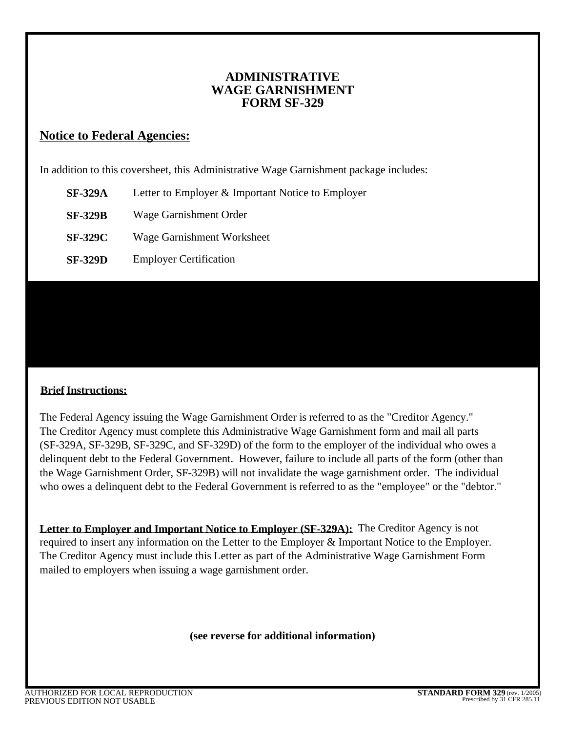# ADMINISTRATIVE WAGE GARNISHMENT FORM SF-329

## Notice to Federal Agencies:

In addition to this coversheet, this Administrative Wage Garnishment package includes:

| | |
|---|---|
| **SF-329A** | Letter to Employer & Important Notice to Employer |
| **SF-329B** | Wage Garnishment Order |
| **SF-329C** | Wage Garnishment Worksheet |
| **SF-329D** | Employer Certification |

**Brief Instructions:**

The Federal Agency issuing the Wage Garnishment Order is referred to as the "Creditor Agency." The Creditor Agency must complete this Administrative Wage Garnishment form and mail all parts (SF-329A, SF-329B, SF-329C, and SF-329D) of the form to the employer of the individual who owes a delinquent debt to the Federal Government. However, failure to include all parts of the form (other than the Wage Garnishment Order, SF-329B) will not invalidate the wage garnishment order. The individual who owes a delinquent debt to the Federal Government is referred to as the "employee" or the "debtor."

**Letter to Employer and Important Notice to Employer (SF-329A):** The Creditor Agency is not required to insert any information on the Letter to the Employer & Important Notice to the Employer. The Creditor Agency must include this Letter as part of the Administrative Wage Garnishment Form mailed to employers when issuing a wage garnishment order.

**(see reverse for additional information)**

AUTHORIZED FOR LOCAL REPRODUCTION
PREVIOUS EDITION NOT USABLE

**STANDARD FORM 329** (rev. 1/2005)
Prescribed by 31 CFR 285.11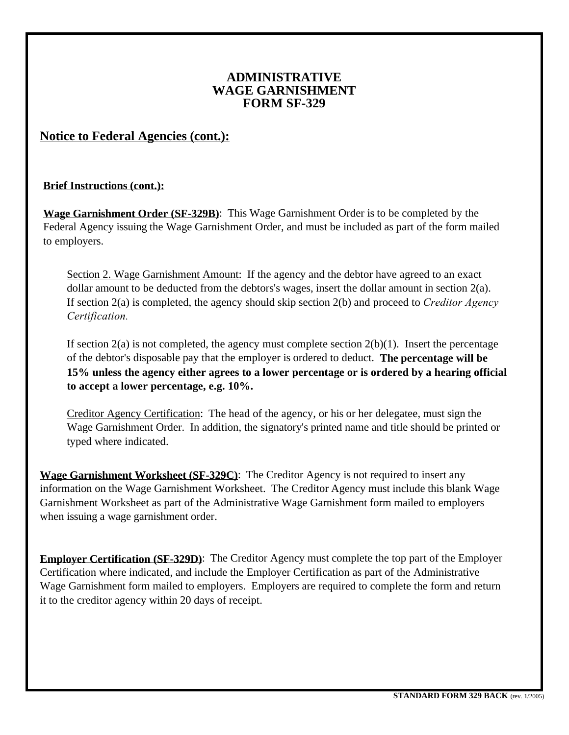# ADMINISTRATIVE
# WAGE GARNISHMENT
# FORM SF-329

## Notice to Federal Agencies (cont.):

**Brief Instructions (cont.):**

**Wage Garnishment Order (SF-329B)**: This Wage Garnishment Order is to be completed by the Federal Agency issuing the Wage Garnishment Order, and must be included as part of the form mailed to employers.

> Section 2. Wage Garnishment Amount: If the agency and the debtor have agreed to an exact dollar amount to be deducted from the debtors's wages, insert the dollar amount in section 2(a). If section 2(a) is completed, the agency should skip section 2(b) and proceed to *Creditor Agency Certification.*
>
> If section 2(a) is not completed, the agency must complete section 2(b)(1). Insert the percentage of the debtor's disposable pay that the employer is ordered to deduct. **The percentage will be 15% unless the agency either agrees to a lower percentage or is ordered by a hearing official to accept a lower percentage, e.g. 10%.**
>
> Creditor Agency Certification: The head of the agency, or his or her delegatee, must sign the Wage Garnishment Order. In addition, the signatory's printed name and title should be printed or typed where indicated.

**Wage Garnishment Worksheet (SF-329C)**: The Creditor Agency is not required to insert any information on the Wage Garnishment Worksheet. The Creditor Agency must include this blank Wage Garnishment Worksheet as part of the Administrative Wage Garnishment form mailed to employers when issuing a wage garnishment order.

**Employer Certification (SF-329D)**: The Creditor Agency must complete the top part of the Employer Certification where indicated, and include the Employer Certification as part of the Administrative Wage Garnishment form mailed to employers. Employers are required to complete the form and return it to the creditor agency within 20 days of receipt.

**STANDARD FORM 329 BACK** (rev. 1/2005)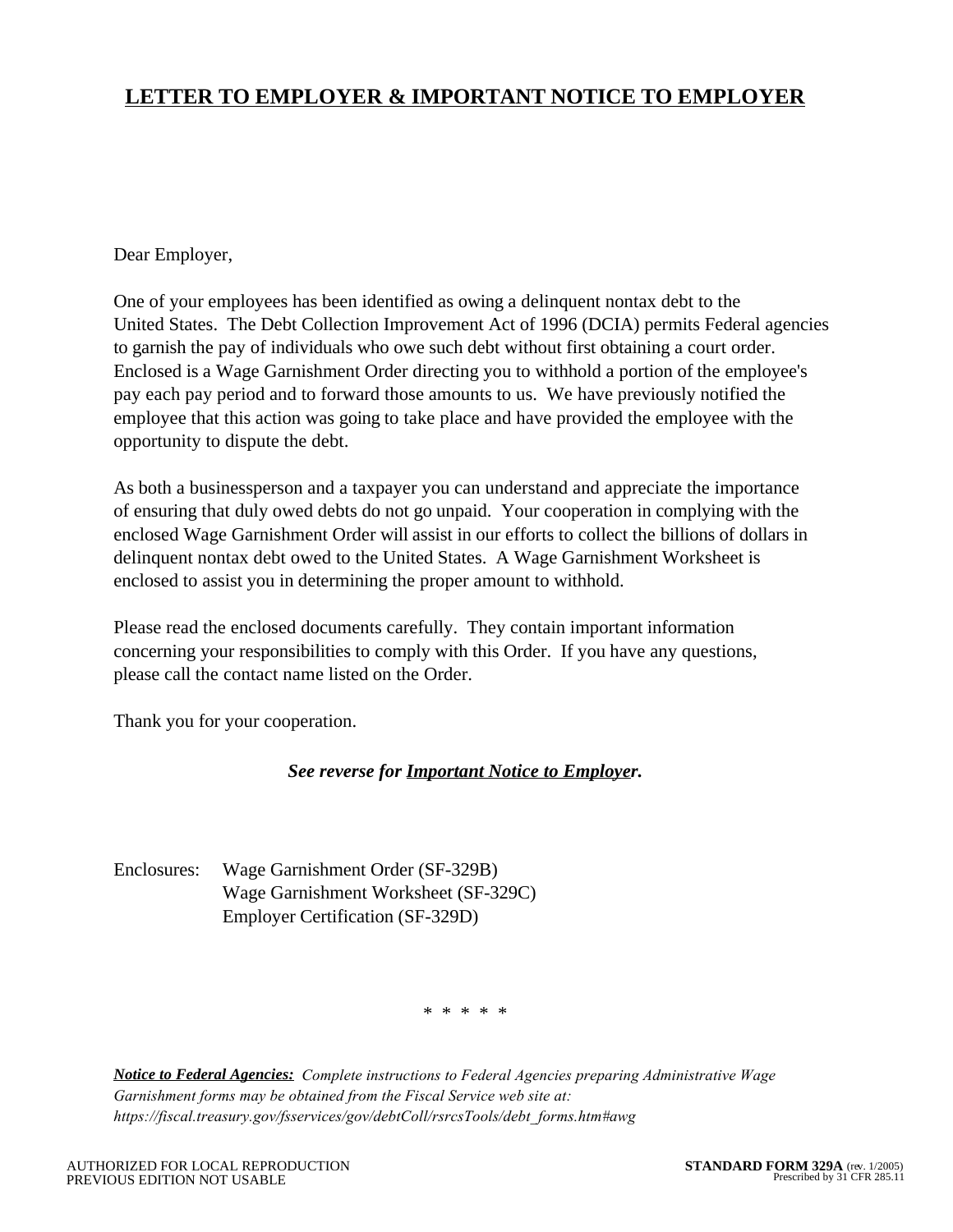# LETTER TO EMPLOYER & IMPORTANT NOTICE TO EMPLOYER

Dear Employer,

One of your employees has been identified as owing a delinquent nontax debt to the United States. The Debt Collection Improvement Act of 1996 (DCIA) permits Federal agencies to garnish the pay of individuals who owe such debt without first obtaining a court order. Enclosed is a Wage Garnishment Order directing you to withhold a portion of the employee's pay each pay period and to forward those amounts to us. We have previously notified the employee that this action was going to take place and have provided the employee with the opportunity to dispute the debt.

As both a businessperson and a taxpayer you can understand and appreciate the importance of ensuring that duly owed debts do not go unpaid. Your cooperation in complying with the enclosed Wage Garnishment Order will assist in our efforts to collect the billions of dollars in delinquent nontax debt owed to the United States. A Wage Garnishment Worksheet is enclosed to assist you in determining the proper amount to withhold.

Please read the enclosed documents carefully. They contain important information concerning your responsibilities to comply with this Order. If you have any questions, please call the contact name listed on the Order.

Thank you for your cooperation.

***See reverse for Important Notice to Employer.***

Enclosures: Wage Garnishment Order (SF-329B)
Wage Garnishment Worksheet (SF-329C)
Employer Certification (SF-329D)

\* \* \* \* \*

***Notice to Federal Agencies:*** *Complete instructions to Federal Agencies preparing Administrative Wage Garnishment forms may be obtained from the Fiscal Service web site at: https://fiscal.treasury.gov/fsservices/gov/debtColl/rsrcsTools/debt_forms.htm#awg*

AUTHORIZED FOR LOCAL REPRODUCTION
PREVIOUS EDITION NOT USABLE

**STANDARD FORM 329A** (rev. 1/2005)
Prescribed by 31 CFR 285.11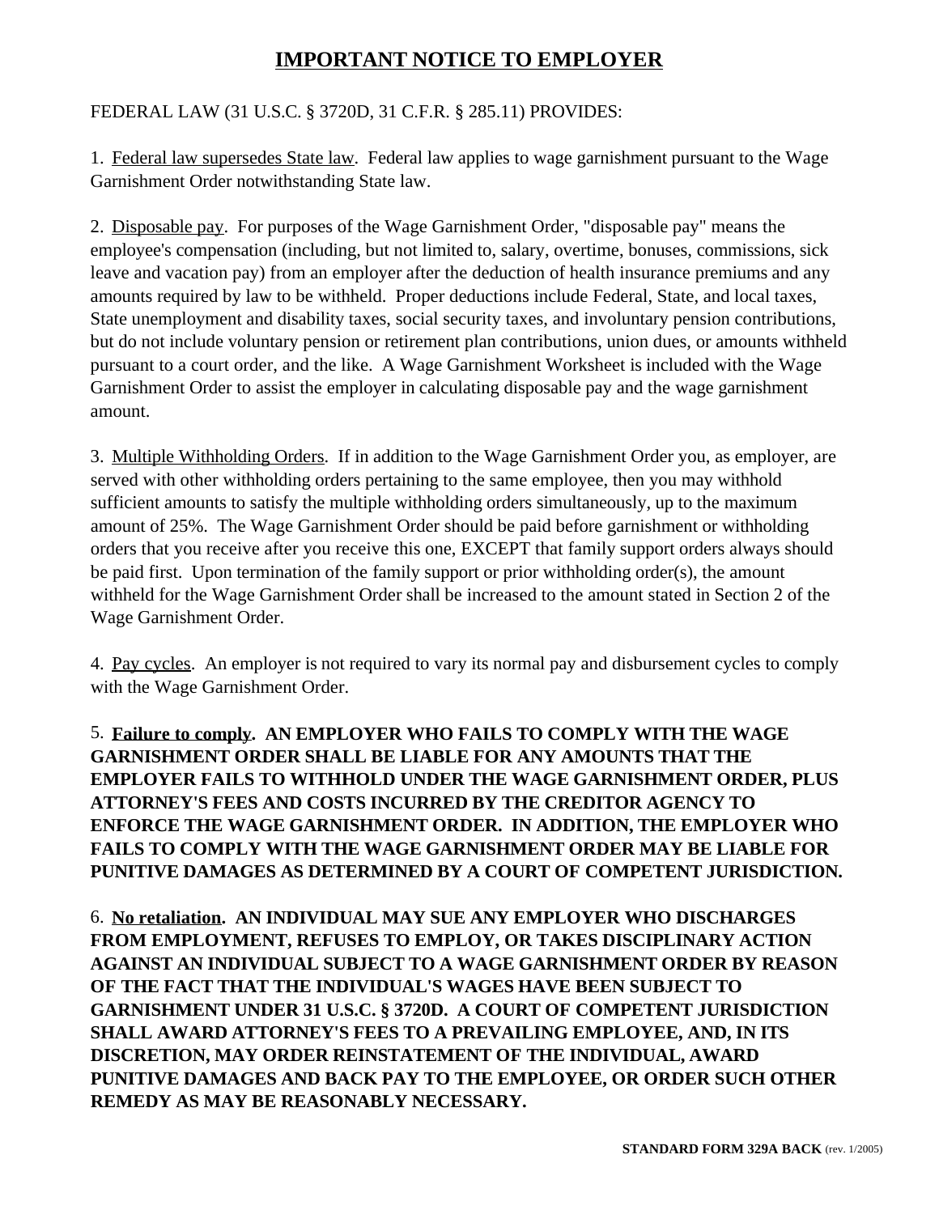# IMPORTANT NOTICE TO EMPLOYER

FEDERAL LAW (31 U.S.C. § 3720D, 31 C.F.R. § 285.11) PROVIDES:

1. Federal law supersedes State law. Federal law applies to wage garnishment pursuant to the Wage Garnishment Order notwithstanding State law.

2. Disposable pay. For purposes of the Wage Garnishment Order, "disposable pay" means the employee's compensation (including, but not limited to, salary, overtime, bonuses, commissions, sick leave and vacation pay) from an employer after the deduction of health insurance premiums and any amounts required by law to be withheld. Proper deductions include Federal, State, and local taxes, State unemployment and disability taxes, social security taxes, and involuntary pension contributions, but do not include voluntary pension or retirement plan contributions, union dues, or amounts withheld pursuant to a court order, and the like. A Wage Garnishment Worksheet is included with the Wage Garnishment Order to assist the employer in calculating disposable pay and the wage garnishment amount.

3. Multiple Withholding Orders. If in addition to the Wage Garnishment Order you, as employer, are served with other withholding orders pertaining to the same employee, then you may withhold sufficient amounts to satisfy the multiple withholding orders simultaneously, up to the maximum amount of 25%. The Wage Garnishment Order should be paid before garnishment or withholding orders that you receive after you receive this one, EXCEPT that family support orders always should be paid first. Upon termination of the family support or prior withholding order(s), the amount withheld for the Wage Garnishment Order shall be increased to the amount stated in Section 2 of the Wage Garnishment Order.

4. Pay cycles. An employer is not required to vary its normal pay and disbursement cycles to comply with the Wage Garnishment Order.

5. **Failure to comply. AN EMPLOYER WHO FAILS TO COMPLY WITH THE WAGE GARNISHMENT ORDER SHALL BE LIABLE FOR ANY AMOUNTS THAT THE EMPLOYER FAILS TO WITHHOLD UNDER THE WAGE GARNISHMENT ORDER, PLUS ATTORNEY'S FEES AND COSTS INCURRED BY THE CREDITOR AGENCY TO ENFORCE THE WAGE GARNISHMENT ORDER. IN ADDITION, THE EMPLOYER WHO FAILS TO COMPLY WITH THE WAGE GARNISHMENT ORDER MAY BE LIABLE FOR PUNITIVE DAMAGES AS DETERMINED BY A COURT OF COMPETENT JURISDICTION.**

6. **No retaliation. AN INDIVIDUAL MAY SUE ANY EMPLOYER WHO DISCHARGES FROM EMPLOYMENT, REFUSES TO EMPLOY, OR TAKES DISCIPLINARY ACTION AGAINST AN INDIVIDUAL SUBJECT TO A WAGE GARNISHMENT ORDER BY REASON OF THE FACT THAT THE INDIVIDUAL'S WAGES HAVE BEEN SUBJECT TO GARNISHMENT UNDER 31 U.S.C. § 3720D. A COURT OF COMPETENT JURISDICTION SHALL AWARD ATTORNEY'S FEES TO A PREVAILING EMPLOYEE, AND, IN ITS DISCRETION, MAY ORDER REINSTATEMENT OF THE INDIVIDUAL, AWARD PUNITIVE DAMAGES AND BACK PAY TO THE EMPLOYEE, OR ORDER SUCH OTHER REMEDY AS MAY BE REASONABLY NECESSARY.**

**STANDARD FORM 329A BACK** (rev. 1/2005)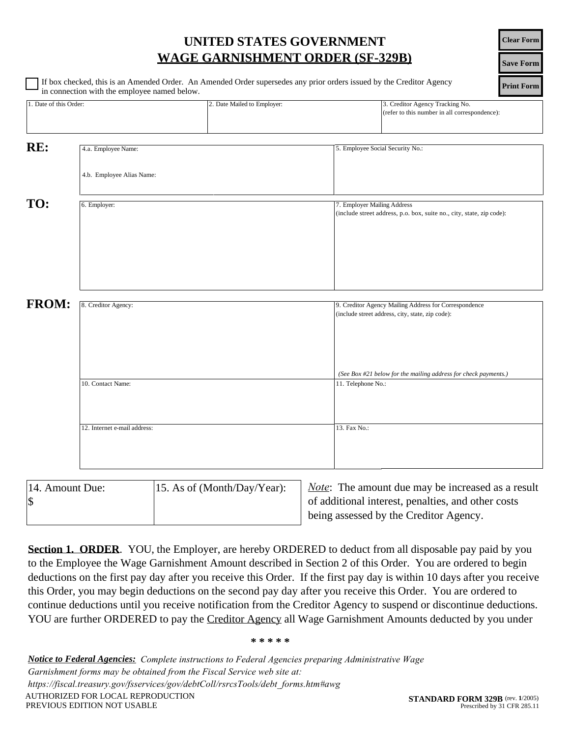# UNITED STATES GOVERNMENT
## WAGE GARNISHMENT ORDER (SF-329B)

Clear Form | Save Form | Print Form

☐ If box checked, this is an Amended Order. An Amended Order supersedes any prior orders issued by the Creditor Agency in connection with the employee named below.

| 1. Date of this Order: | 2. Date Mailed to Employer: | 3. Creditor Agency Tracking No. (refer to this number in all correspondence): |
|---|---|---|
| | | |

**RE:**

| 4.a. Employee Name: 4.b. Employee Alias Name: | 5. Employee Social Security No.: |
|---|---|
| | |

**TO:**

| 6. Employer: | 7. Employer Mailing Address (include street address, p.o. box, suite no., city, state, zip code): |
|---|---|
| | |

**FROM:**

| 8. Creditor Agency: | 9. Creditor Agency Mailing Address for Correspondence (include street address, city, state, zip code): *(See Box #21 below for the mailing address for check payments.)* |
|---|---|
| 10. Contact Name: | 11. Telephone No.: |
| 12. Internet e-mail address: | 13. Fax No.: |

| 14. Amount Due: $ | 15. As of (Month/Day/Year): |
|---|---|
| | |

*Note*: The amount due may be increased as a result of additional interest, penalties, and other costs being assessed by the Creditor Agency.

**Section 1. ORDER**. YOU, the Employer, are hereby ORDERED to deduct from all disposable pay paid by you to the Employee the Wage Garnishment Amount described in Section 2 of this Order. You are ordered to begin deductions on the first pay day after you receive this Order. If the first pay day is within 10 days after you receive this Order, you may begin deductions on the second pay day after you receive this Order. You are ordered to continue deductions until you receive notification from the Creditor Agency to suspend or discontinue deductions. YOU are further ORDERED to pay the Creditor Agency all Wage Garnishment Amounts deducted by you under

\* \* \* \* \*

***Notice to Federal Agencies:*** *Complete instructions to Federal Agencies preparing Administrative Wage Garnishment forms may be obtained from the Fiscal Service web site at: https://fiscal.treasury.gov/fsservices/gov/debtColl/rsrcsTools/debt_forms.htm#awg*

AUTHORIZED FOR LOCAL REPRODUCTION
PREVIOUS EDITION NOT USABLE

**STANDARD FORM 329B** (rev. 1/2005)
Prescribed by 31 CFR 285.11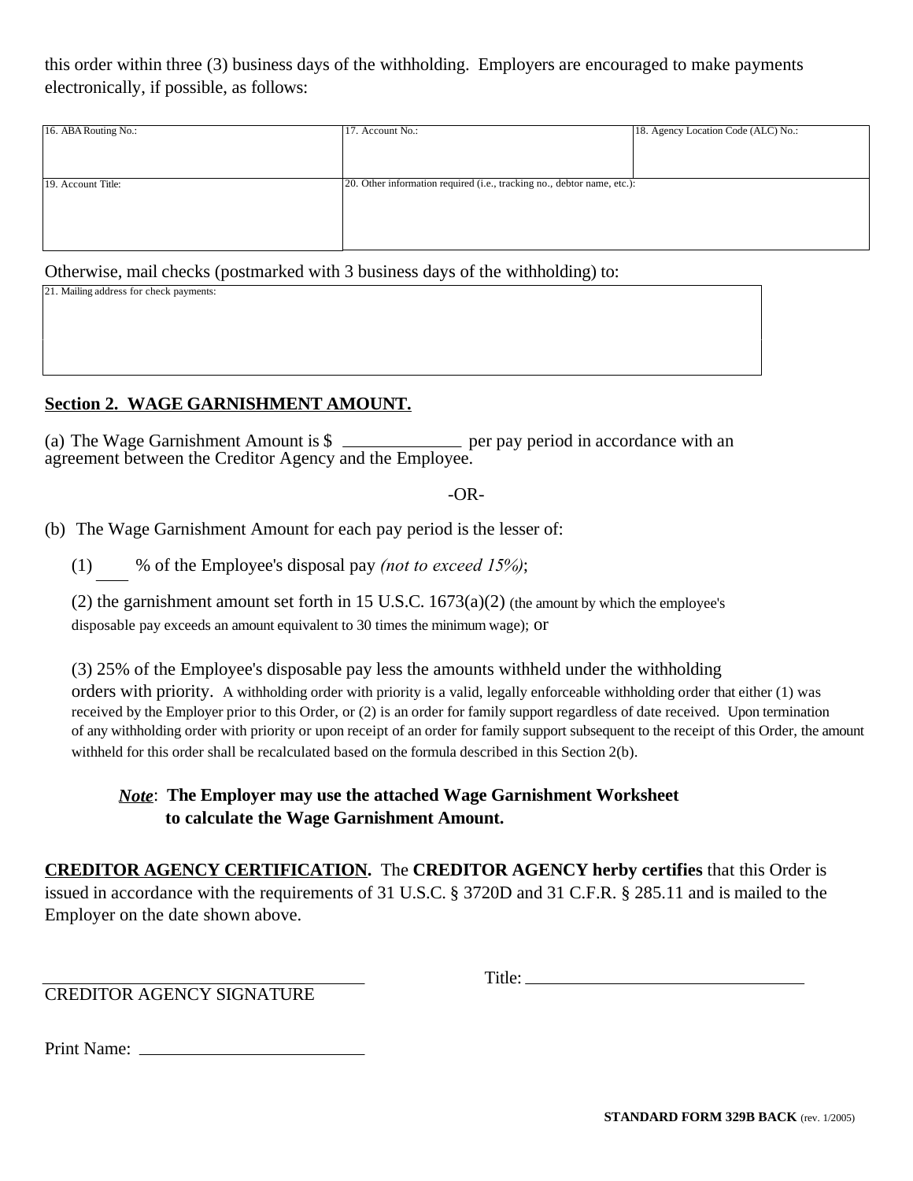this order within three (3) business days of the withholding. Employers are encouraged to make payments electronically, if possible, as follows:

| 16. ABA Routing No.: | 17. Account No.: | 18. Agency Location Code (ALC) No.: |
|---|---|---|
| 19. Account Title: | 20. Other information required (i.e., tracking no., debtor name, etc.): | |

Otherwise, mail checks (postmarked with 3 business days of the withholding) to:

| 21. Mailing address for check payments: |
|---|
| |

**Section 2. WAGE GARNISHMENT AMOUNT.**

(a) The Wage Garnishment Amount is $ ____________ per pay period in accordance with an agreement between the Creditor Agency and the Employee.

-OR-

(b) The Wage Garnishment Amount for each pay period is the lesser of:

(1) ___ % of the Employee's disposal pay *(not to exceed 15%)*;

(2) the garnishment amount set forth in 15 U.S.C. 1673(a)(2) (the amount by which the employee's disposable pay exceeds an amount equivalent to 30 times the minimum wage); or

(3) 25% of the Employee's disposable pay less the amounts withheld under the withholding orders with priority. A withholding order with priority is a valid, legally enforceable withholding order that either (1) was received by the Employer prior to this Order, or (2) is an order for family support regardless of date received. Upon termination of any withholding order with priority or upon receipt of an order for family support subsequent to the receipt of this Order, the amount withheld for this order shall be recalculated based on the formula described in this Section 2(b).

***Note***: **The Employer may use the attached Wage Garnishment Worksheet to calculate the Wage Garnishment Amount.**

**CREDITOR AGENCY CERTIFICATION.** The **CREDITOR AGENCY herby certifies** that this Order is issued in accordance with the requirements of 31 U.S.C. § 3720D and 31 C.F.R. § 285.11 and is mailed to the Employer on the date shown above.

______________________________
CREDITOR AGENCY SIGNATURE

Title: ______________________________

Print Name: ______________________________

**STANDARD FORM 329B BACK** (rev. 1/2005)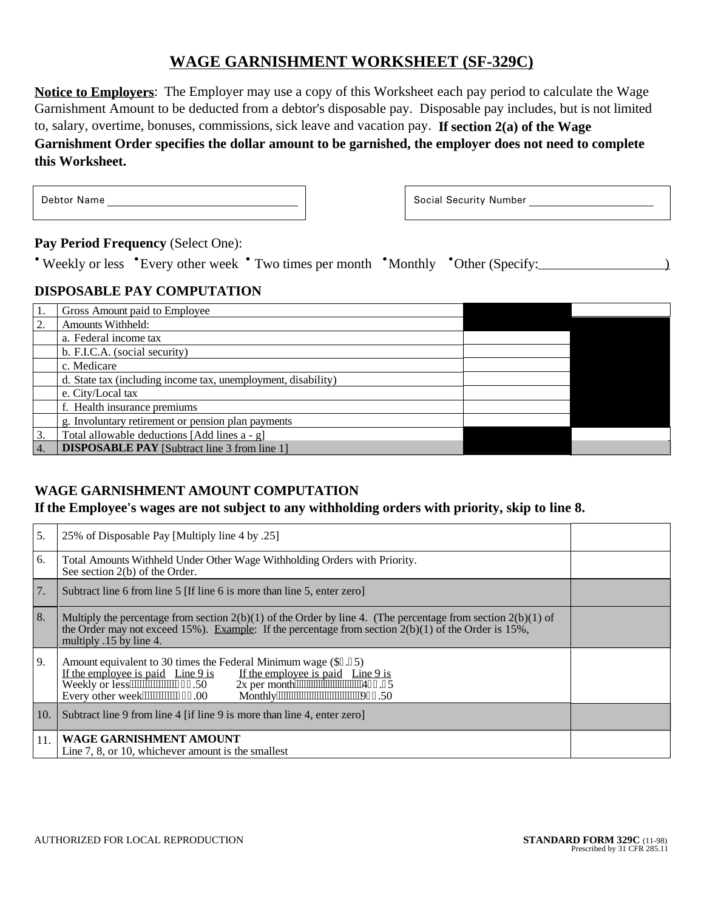# WAGE GARNISHMENT WORKSHEET (SF-329C)

**Notice to Employers**: The Employer may use a copy of this Worksheet each pay period to calculate the Wage Garnishment Amount to be deducted from a debtor's disposable pay. Disposable pay includes, but is not limited to, salary, overtime, bonuses, commissions, sick leave and vacation pay. **If section 2(a) of the Wage Garnishment Order specifies the dollar amount to be garnished, the employer does not need to complete this Worksheet.**

Debtor Name ______________________________ Social Security Number ____________________

**Pay Period Frequency** (Select One):

• Weekly or less • Every other week • Two times per month • Monthly • Other (Specify: ________________)

### DISPOSABLE PAY COMPUTATION

| | | | |
|---|---|---|---|
| 1. | Gross Amount paid to Employee | | |
| 2. | Amounts Withheld: | | |
| | a. Federal income tax | | |
| | b. F.I.C.A. (social security) | | |
| | c. Medicare | | |
| | d. State tax (including income tax, unemployment, disability) | | |
| | e. City/Local tax | | |
| | f. Health insurance premiums | | |
| | g. Involuntary retirement or pension plan payments | | |
| 3. | Total allowable deductions [Add lines a - g] | | |
| 4. | **DISPOSABLE PAY** [Subtract line 3 from line 1] | | |

### WAGE GARNISHMENT AMOUNT COMPUTATION

**If the Employee's wages are not subject to any withholding orders with priority, skip to line 8.**

| | | |
|---|---|---|
| 5. | 25% of Disposable Pay [Multiply line 4 by .25] | |
| 6. | Total Amounts Withheld Under Other Wage Withholding Orders with Priority. See section 2(b) of the Order. | |
| 7. | Subtract line 6 from line 5 [If line 6 is more than line 5, enter zero] | |
| 8. | Multiply the percentage from section 2(b)(1) of the Order by line 4. (The percentage from section 2(b)(1) of the Order may not exceed 15%). Example: If the percentage from section 2(b)(1) of the Order is 15%, multiply .15 by line 4. | |
| 9. | Amount equivalent to 30 times the Federal Minimum wage ($ . 5)<br>If the employee is paid — Line 9 is: Weekly or less ...... .50; Every other week ...... .00<br>If the employee is paid — Line 9 is: 2x per month ...... 4 . 5; Monthly ...... 9 .50 | |
| 10. | Subtract line 9 from line 4 [if line 9 is more than line 4, enter zero] | |
| 11. | **WAGE GARNISHMENT AMOUNT**<br>Line 7, 8, or 10, whichever amount is the smallest | |

AUTHORIZED FOR LOCAL REPRODUCTION

**STANDARD FORM 329C** (11-98)
Prescribed by 31 CFR 285.11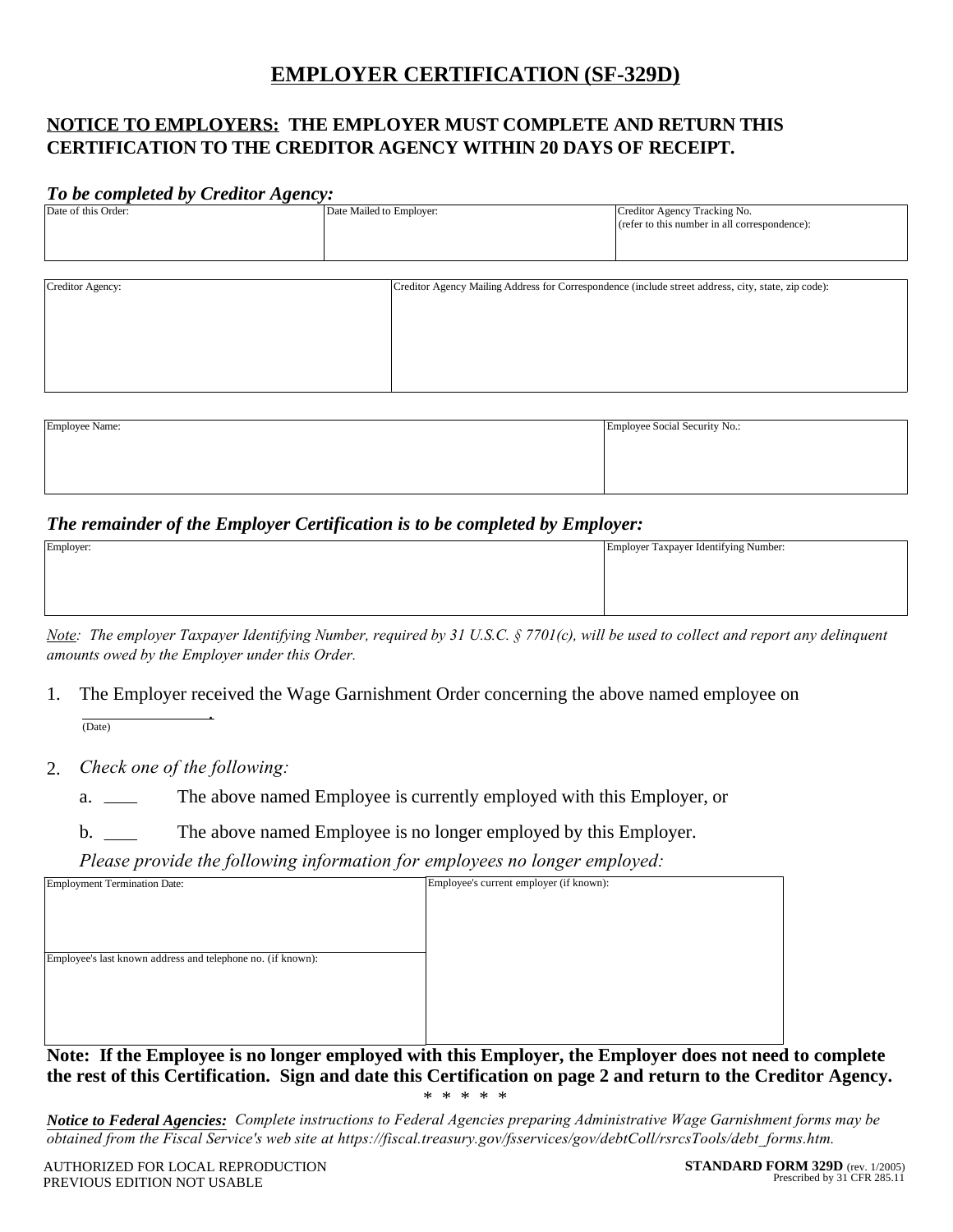# EMPLOYER CERTIFICATION (SF-329D)

**NOTICE TO EMPLOYERS: THE EMPLOYER MUST COMPLETE AND RETURN THIS CERTIFICATION TO THE CREDITOR AGENCY WITHIN 20 DAYS OF RECEIPT.**

***To be completed by Creditor Agency:***

| Date of this Order: | Date Mailed to Employer: | Creditor Agency Tracking No. (refer to this number in all correspondence): |
|---|---|---|
| | | |

| Creditor Agency: | Creditor Agency Mailing Address for Correspondence (include street address, city, state, zip code): |
|---|---|
| | |

| Employee Name: | Employee Social Security No.: |
|---|---|
| | |

***The remainder of the Employer Certification is to be completed by Employer:***

| Employer: | Employer Taxpayer Identifying Number: |
|---|---|
| | |

*Note: The employer Taxpayer Identifying Number, required by 31 U.S.C. § 7701(c), will be used to collect and report any delinquent amounts owed by the Employer under this Order.*

1. The Employer received the Wage Garnishment Order concerning the above named employee on ______________.
   (Date)

2. *Check one of the following:*

   a. ____ The above named Employee is currently employed with this Employer, or

   b. ____ The above named Employee is no longer employed by this Employer.

   *Please provide the following information for employees no longer employed:*

| Employment Termination Date: | Employee's current employer (if known): |
|---|---|
| | |
| Employee's last known address and telephone no. (if known): | |
| | |

**Note: If the Employee is no longer employed with this Employer, the Employer does not need to complete the rest of this Certification. Sign and date this Certification on page 2 and return to the Creditor Agency.**

* * * * *

***Notice to Federal Agencies:*** *Complete instructions to Federal Agencies preparing Administrative Wage Garnishment forms may be obtained from the Fiscal Service's web site at https://fiscal.treasury.gov/fsservices/gov/debtColl/rsrcsTools/debt_forms.htm.*

AUTHORIZED FOR LOCAL REPRODUCTION
PREVIOUS EDITION NOT USABLE

**STANDARD FORM 329D** (rev. 1/2005)
Prescribed by 31 CFR 285.11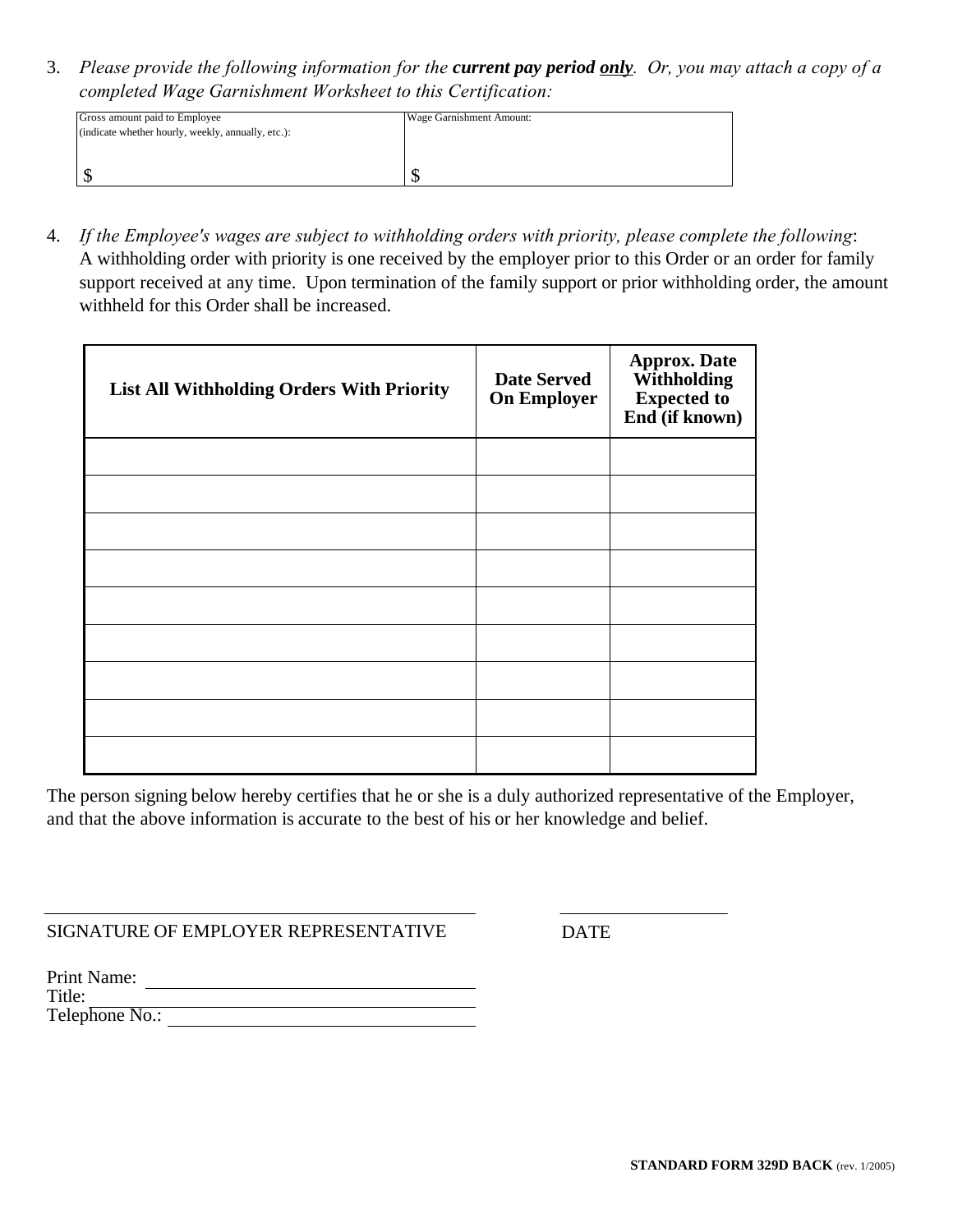3. *Please provide the following information for the* ***current pay period*** ***<u>only</u>****. Or, you may attach a copy of a completed Wage Garnishment Worksheet to this Certification:*

| Gross amount paid to Employee (indicate whether hourly, weekly, annually, etc.): | Wage Garnishment Amount: |
|---|---|
| $ | $ |

4. *If the Employee's wages are subject to withholding orders with priority, please complete the following*: A withholding order with priority is one received by the employer prior to this Order or an order for family support received at any time. Upon termination of the family support or prior withholding order, the amount withheld for this Order shall be increased.

| **List All Withholding Orders With Priority** | **Date Served On Employer** | **Approx. Date Withholding Expected to End (if known)** |
|---|---|---|
| | | |
| | | |
| | | |
| | | |
| | | |
| | | |
| | | |
| | | |
| | | |

The person signing below hereby certifies that he or she is a duly authorized representative of the Employer, and that the above information is accurate to the best of his or her knowledge and belief.

______________________________________ ____________________

SIGNATURE OF EMPLOYER REPRESENTATIVE DATE

Print Name: ______________________________

Title: ______________________________

Telephone No.: ______________________________

**STANDARD FORM 329D BACK** (rev. 1/2005)